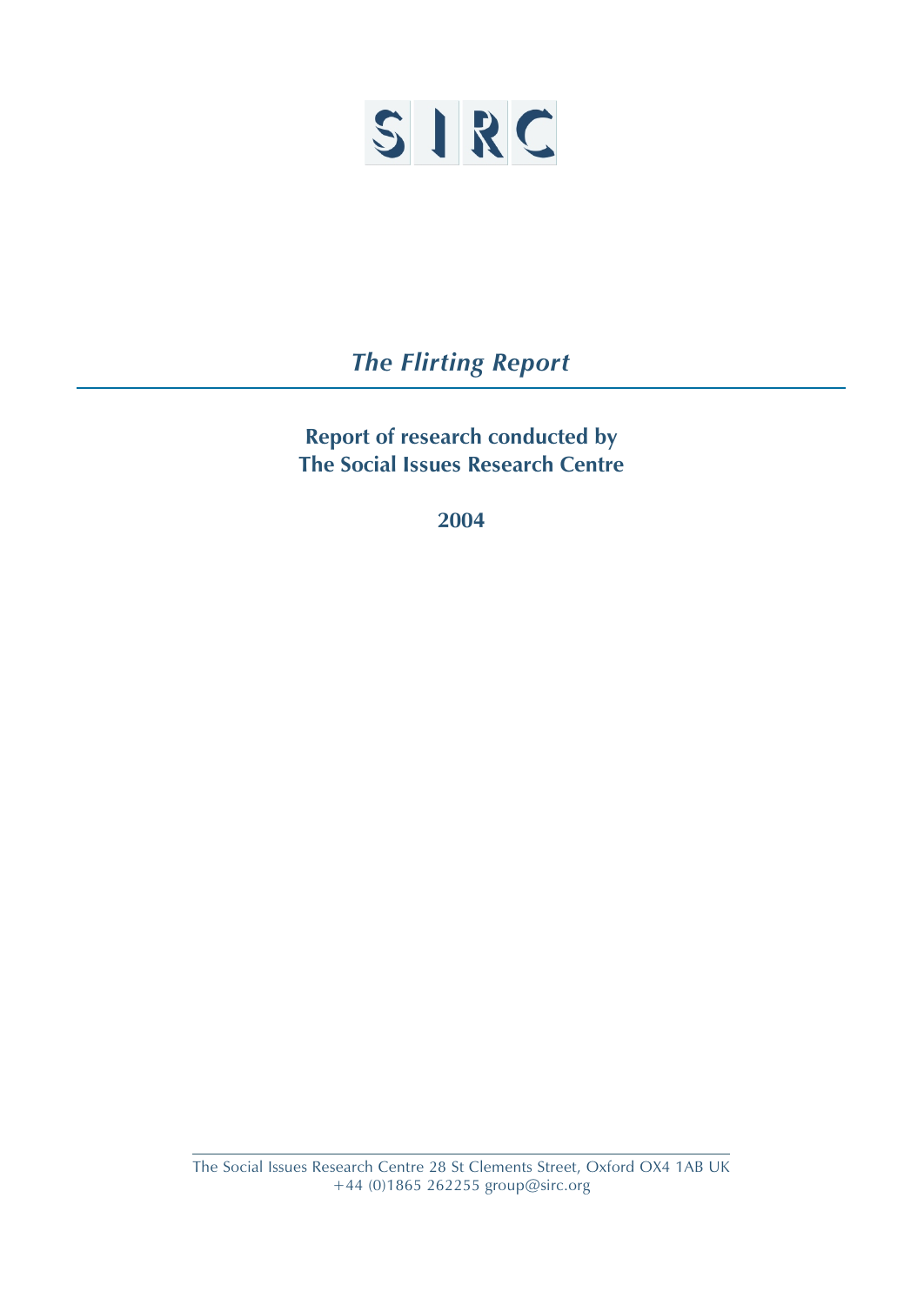SIRC

# *The Flirting Report*

## Report of research conducted by The Social Issues Research Centre

**2004**

The Social Issues Research Centre 28 St Clements Street, Oxford OX4 1AB UK
+44 (0)1865 262255 group@sirc.org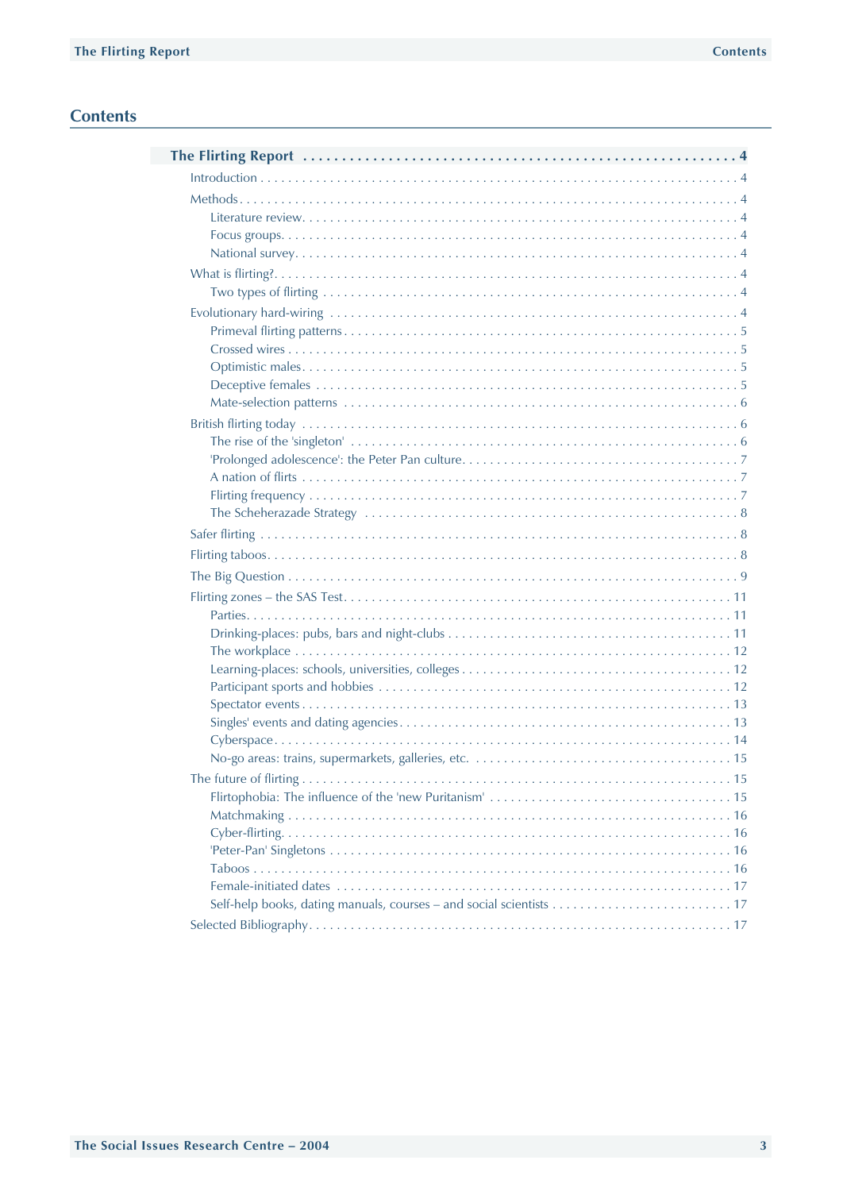## Contents

- **The Flirting Report** ... 4
  - Introduction ... 4
  - Methods ... 4
    - Literature review ... 4
    - Focus groups ... 4
    - National survey ... 4
  - What is flirting? ... 4
    - Two types of flirting ... 4
  - Evolutionary hard-wiring ... 4
    - Primeval flirting patterns ... 5
    - Crossed wires ... 5
    - Optimistic males ... 5
    - Deceptive females ... 5
    - Mate-selection patterns ... 6
  - British flirting today ... 6
    - The rise of the 'singleton' ... 6
    - 'Prolonged adolescence': the Peter Pan culture ... 7
    - A nation of flirts ... 7
    - Flirting frequency ... 7
    - The Scheherazade Strategy ... 8
  - Safer flirting ... 8
  - Flirting taboos ... 8
  - The Big Question ... 9
  - Flirting zones – the SAS Test ... 11
    - Parties ... 11
    - Drinking-places: pubs, bars and night-clubs ... 11
    - The workplace ... 12
    - Learning-places: schools, universities, colleges ... 12
    - Participant sports and hobbies ... 12
    - Spectator events ... 13
    - Singles' events and dating agencies ... 13
    - Cyberspace ... 14
    - No-go areas: trains, supermarkets, galleries, etc. ... 15
  - The future of flirting ... 15
    - Flirtophobia: The influence of the 'new Puritanism' ... 15
    - Matchmaking ... 16
    - Cyber-flirting ... 16
    - 'Peter-Pan' Singletons ... 16
    - Taboos ... 16
    - Female-initiated dates ... 17
    - Self-help books, dating manuals, courses – and social scientists ... 17
  - Selected Bibliography ... 17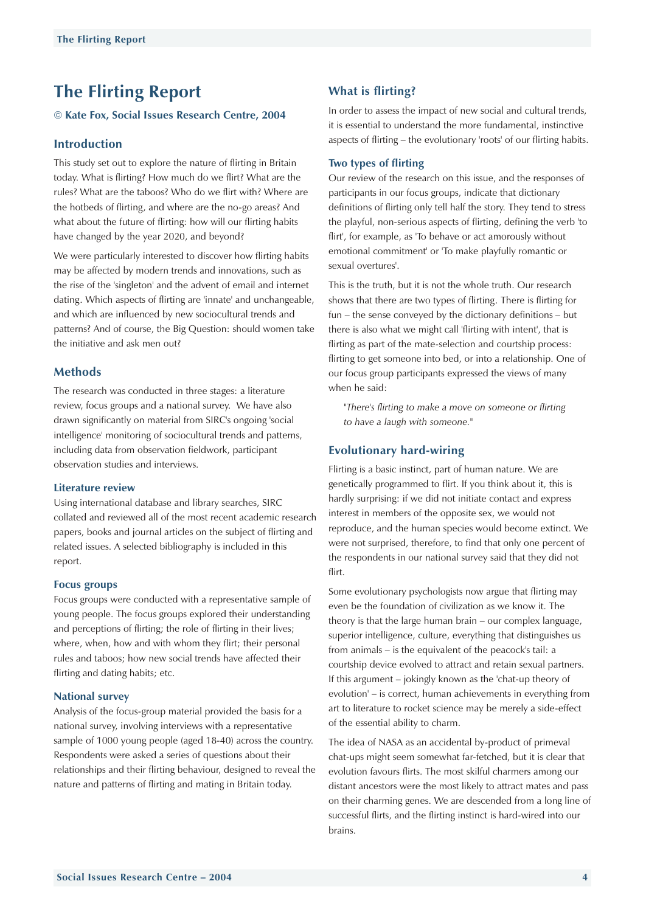# The Flirting Report

**© Kate Fox, Social Issues Research Centre, 2004**

## Introduction

This study set out to explore the nature of flirting in Britain today. What is flirting? How much do we flirt? What are the rules? What are the taboos? Who do we flirt with? Where are the hotbeds of flirting, and where are the no-go areas? And what about the future of flirting: how will our flirting habits have changed by the year 2020, and beyond?

We were particularly interested to discover how flirting habits may be affected by modern trends and innovations, such as the rise of the 'singleton' and the advent of email and internet dating. Which aspects of flirting are 'innate' and unchangeable, and which are influenced by new sociocultural trends and patterns? And of course, the Big Question: should women take the initiative and ask men out?

## Methods

The research was conducted in three stages: a literature review, focus groups and a national survey. We have also drawn significantly on material from SIRC's ongoing 'social intelligence' monitoring of sociocultural trends and patterns, including data from observation fieldwork, participant observation studies and interviews.

### Literature review

Using international database and library searches, SIRC collated and reviewed all of the most recent academic research papers, books and journal articles on the subject of flirting and related issues. A selected bibliography is included in this report.

### Focus groups

Focus groups were conducted with a representative sample of young people. The focus groups explored their understanding and perceptions of flirting; the role of flirting in their lives; where, when, how and with whom they flirt; their personal rules and taboos; how new social trends have affected their flirting and dating habits; etc.

### National survey

Analysis of the focus-group material provided the basis for a national survey, involving interviews with a representative sample of 1000 young people (aged 18-40) across the country. Respondents were asked a series of questions about their relationships and their flirting behaviour, designed to reveal the nature and patterns of flirting and mating in Britain today.

## What is flirting?

In order to assess the impact of new social and cultural trends, it is essential to understand the more fundamental, instinctive aspects of flirting – the evolutionary 'roots' of our flirting habits.

### Two types of flirting

Our review of the research on this issue, and the responses of participants in our focus groups, indicate that dictionary definitions of flirting only tell half the story. They tend to stress the playful, non-serious aspects of flirting, defining the verb 'to flirt', for example, as 'To behave or act amorously without emotional commitment' or 'To make playfully romantic or sexual overtures'.

This is the truth, but it is not the whole truth. Our research shows that there are two types of flirting. There is flirting for fun – the sense conveyed by the dictionary definitions – but there is also what we might call 'flirting with intent', that is flirting as part of the mate-selection and courtship process: flirting to get someone into bed, or into a relationship. One of our focus group participants expressed the views of many when he said:

> *"There's flirting to make a move on someone or flirting to have a laugh with someone."*

## Evolutionary hard-wiring

Flirting is a basic instinct, part of human nature. We are genetically programmed to flirt. If you think about it, this is hardly surprising: if we did not initiate contact and express interest in members of the opposite sex, we would not reproduce, and the human species would become extinct. We were not surprised, therefore, to find that only one percent of the respondents in our national survey said that they did not flirt.

Some evolutionary psychologists now argue that flirting may even be the foundation of civilization as we know it. The theory is that the large human brain – our complex language, superior intelligence, culture, everything that distinguishes us from animals – is the equivalent of the peacock's tail: a courtship device evolved to attract and retain sexual partners. If this argument – jokingly known as the 'chat-up theory of evolution' – is correct, human achievements in everything from art to literature to rocket science may be merely a side-effect of the essential ability to charm.

The idea of NASA as an accidental by-product of primeval chat-ups might seem somewhat far-fetched, but it is clear that evolution favours flirts. The most skilful charmers among our distant ancestors were the most likely to attract mates and pass on their charming genes. We are descended from a long line of successful flirts, and the flirting instinct is hard-wired into our brains.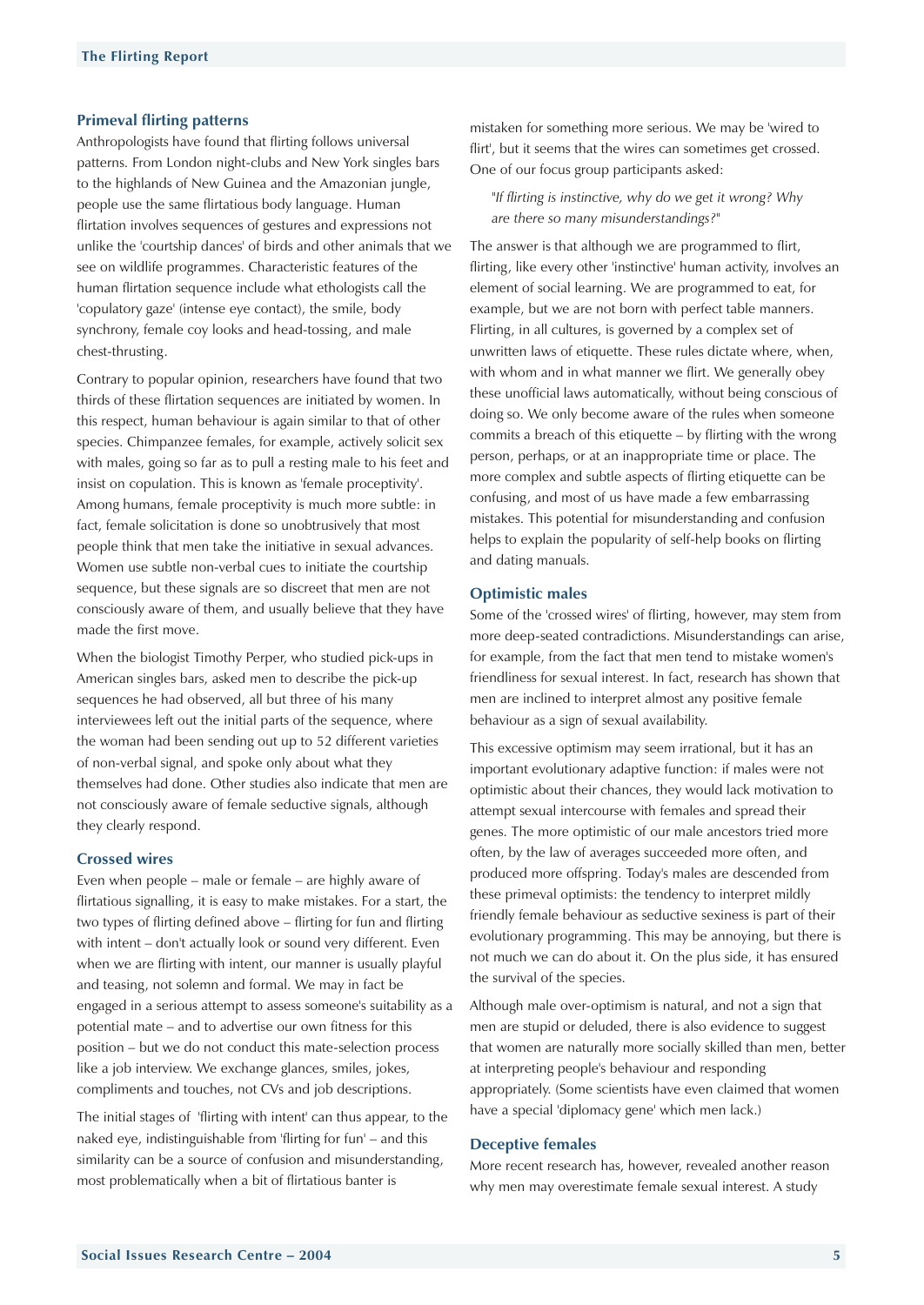## Primeval flirting patterns

Anthropologists have found that flirting follows universal patterns. From London night-clubs and New York singles bars to the highlands of New Guinea and the Amazonian jungle, people use the same flirtatious body language. Human flirtation involves sequences of gestures and expressions not unlike the 'courtship dances' of birds and other animals that we see on wildlife programmes. Characteristic features of the human flirtation sequence include what ethologists call the 'copulatory gaze' (intense eye contact), the smile, body synchrony, female coy looks and head-tossing, and male chest-thrusting.

Contrary to popular opinion, researchers have found that two thirds of these flirtation sequences are initiated by women. In this respect, human behaviour is again similar to that of other species. Chimpanzee females, for example, actively solicit sex with males, going so far as to pull a resting male to his feet and insist on copulation. This is known as 'female proceptivity'. Among humans, female proceptivity is much more subtle: in fact, female solicitation is done so unobtrusively that most people think that men take the initiative in sexual advances. Women use subtle non-verbal cues to initiate the courtship sequence, but these signals are so discreet that men are not consciously aware of them, and usually believe that they have made the first move.

When the biologist Timothy Perper, who studied pick-ups in American singles bars, asked men to describe the pick-up sequences he had observed, all but three of his many interviewees left out the initial parts of the sequence, where the woman had been sending out up to 52 different varieties of non-verbal signal, and spoke only about what they themselves had done. Other studies also indicate that men are not consciously aware of female seductive signals, although they clearly respond.

## Crossed wires

Even when people – male or female – are highly aware of flirtatious signalling, it is easy to make mistakes. For a start, the two types of flirting defined above – flirting for fun and flirting with intent – don't actually look or sound very different. Even when we are flirting with intent, our manner is usually playful and teasing, not solemn and formal. We may in fact be engaged in a serious attempt to assess someone's suitability as a potential mate – and to advertise our own fitness for this position – but we do not conduct this mate-selection process like a job interview. We exchange glances, smiles, jokes, compliments and touches, not CVs and job descriptions.

The initial stages of 'flirting with intent' can thus appear, to the naked eye, indistinguishable from 'flirting for fun' – and this similarity can be a source of confusion and misunderstanding, most problematically when a bit of flirtatious banter is mistaken for something more serious. We may be 'wired to flirt', but it seems that the wires can sometimes get crossed. One of our focus group participants asked:

> "*If flirting is instinctive, why do we get it wrong? Why are there so many misunderstandings?*"

The answer is that although we are programmed to flirt, flirting, like every other 'instinctive' human activity, involves an element of social learning. We are programmed to eat, for example, but we are not born with perfect table manners. Flirting, in all cultures, is governed by a complex set of unwritten laws of etiquette. These rules dictate where, when, with whom and in what manner we flirt. We generally obey these unofficial laws automatically, without being conscious of doing so. We only become aware of the rules when someone commits a breach of this etiquette – by flirting with the wrong person, perhaps, or at an inappropriate time or place. The more complex and subtle aspects of flirting etiquette can be confusing, and most of us have made a few embarrassing mistakes. This potential for misunderstanding and confusion helps to explain the popularity of self-help books on flirting and dating manuals.

## Optimistic males

Some of the 'crossed wires' of flirting, however, may stem from more deep-seated contradictions. Misunderstandings can arise, for example, from the fact that men tend to mistake women's friendliness for sexual interest. In fact, research has shown that men are inclined to interpret almost any positive female behaviour as a sign of sexual availability.

This excessive optimism may seem irrational, but it has an important evolutionary adaptive function: if males were not optimistic about their chances, they would lack motivation to attempt sexual intercourse with females and spread their genes. The more optimistic of our male ancestors tried more often, by the law of averages succeeded more often, and produced more offspring. Today's males are descended from these primeval optimists: the tendency to interpret mildly friendly female behaviour as seductive sexiness is part of their evolutionary programming. This may be annoying, but there is not much we can do about it. On the plus side, it has ensured the survival of the species.

Although male over-optimism is natural, and not a sign that men are stupid or deluded, there is also evidence to suggest that women are naturally more socially skilled than men, better at interpreting people's behaviour and responding appropriately. (Some scientists have even claimed that women have a special 'diplomacy gene' which men lack.)

## Deceptive females

More recent research has, however, revealed another reason why men may overestimate female sexual interest. A study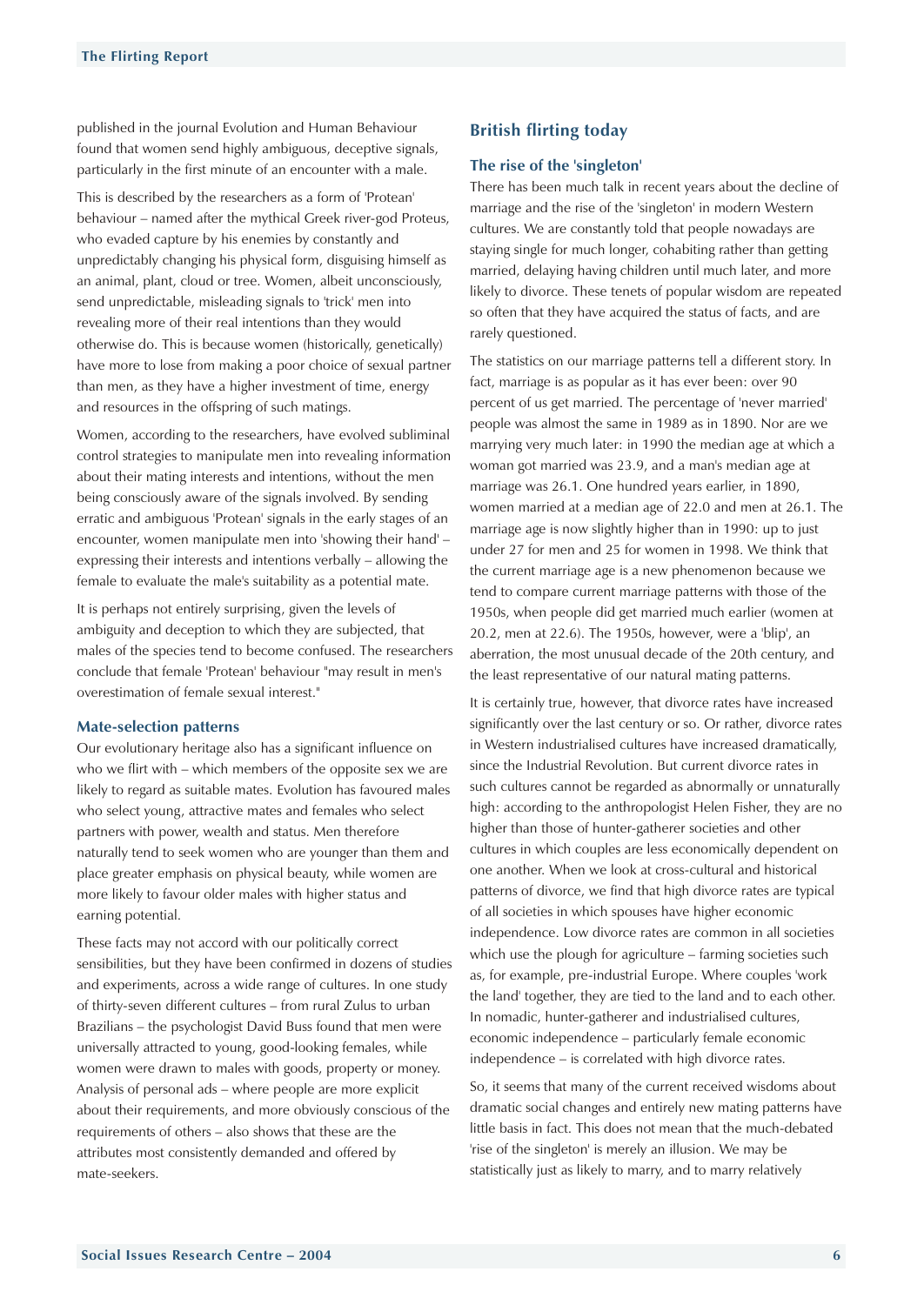published in the journal Evolution and Human Behaviour found that women send highly ambiguous, deceptive signals, particularly in the first minute of an encounter with a male.

This is described by the researchers as a form of 'Protean' behaviour – named after the mythical Greek river-god Proteus, who evaded capture by his enemies by constantly and unpredictably changing his physical form, disguising himself as an animal, plant, cloud or tree. Women, albeit unconsciously, send unpredictable, misleading signals to 'trick' men into revealing more of their real intentions than they would otherwise do. This is because women (historically, genetically) have more to lose from making a poor choice of sexual partner than men, as they have a higher investment of time, energy and resources in the offspring of such matings.

Women, according to the researchers, have evolved subliminal control strategies to manipulate men into revealing information about their mating interests and intentions, without the men being consciously aware of the signals involved. By sending erratic and ambiguous 'Protean' signals in the early stages of an encounter, women manipulate men into 'showing their hand' – expressing their interests and intentions verbally – allowing the female to evaluate the male's suitability as a potential mate.

It is perhaps not entirely surprising, given the levels of ambiguity and deception to which they are subjected, that males of the species tend to become confused. The researchers conclude that female 'Protean' behaviour "may result in men's overestimation of female sexual interest."

### Mate-selection patterns

Our evolutionary heritage also has a significant influence on who we flirt with – which members of the opposite sex we are likely to regard as suitable mates. Evolution has favoured males who select young, attractive mates and females who select partners with power, wealth and status. Men therefore naturally tend to seek women who are younger than them and place greater emphasis on physical beauty, while women are more likely to favour older males with higher status and earning potential.

These facts may not accord with our politically correct sensibilities, but they have been confirmed in dozens of studies and experiments, across a wide range of cultures. In one study of thirty-seven different cultures – from rural Zulus to urban Brazilians – the psychologist David Buss found that men were universally attracted to young, good-looking females, while women were drawn to males with goods, property or money. Analysis of personal ads – where people are more explicit about their requirements, and more obviously conscious of the requirements of others – also shows that these are the attributes most consistently demanded and offered by mate-seekers.

## British flirting today

### The rise of the 'singleton'

There has been much talk in recent years about the decline of marriage and the rise of the 'singleton' in modern Western cultures. We are constantly told that people nowadays are staying single for much longer, cohabiting rather than getting married, delaying having children until much later, and more likely to divorce. These tenets of popular wisdom are repeated so often that they have acquired the status of facts, and are rarely questioned.

The statistics on our marriage patterns tell a different story. In fact, marriage is as popular as it has ever been: over 90 percent of us get married. The percentage of 'never married' people was almost the same in 1989 as in 1890. Nor are we marrying very much later: in 1990 the median age at which a woman got married was 23.9, and a man's median age at marriage was 26.1. One hundred years earlier, in 1890, women married at a median age of 22.0 and men at 26.1. The marriage age is now slightly higher than in 1990: up to just under 27 for men and 25 for women in 1998. We think that the current marriage age is a new phenomenon because we tend to compare current marriage patterns with those of the 1950s, when people did get married much earlier (women at 20.2, men at 22.6). The 1950s, however, were a 'blip', an aberration, the most unusual decade of the 20th century, and the least representative of our natural mating patterns.

It is certainly true, however, that divorce rates have increased significantly over the last century or so. Or rather, divorce rates in Western industrialised cultures have increased dramatically, since the Industrial Revolution. But current divorce rates in such cultures cannot be regarded as abnormally or unnaturally high: according to the anthropologist Helen Fisher, they are no higher than those of hunter-gatherer societies and other cultures in which couples are less economically dependent on one another. When we look at cross-cultural and historical patterns of divorce, we find that high divorce rates are typical of all societies in which spouses have higher economic independence. Low divorce rates are common in all societies which use the plough for agriculture – farming societies such as, for example, pre-industrial Europe. Where couples 'work the land' together, they are tied to the land and to each other. In nomadic, hunter-gatherer and industrialised cultures, economic independence – particularly female economic independence – is correlated with high divorce rates.

So, it seems that many of the current received wisdoms about dramatic social changes and entirely new mating patterns have little basis in fact. This does not mean that the much-debated 'rise of the singleton' is merely an illusion. We may be statistically just as likely to marry, and to marry relatively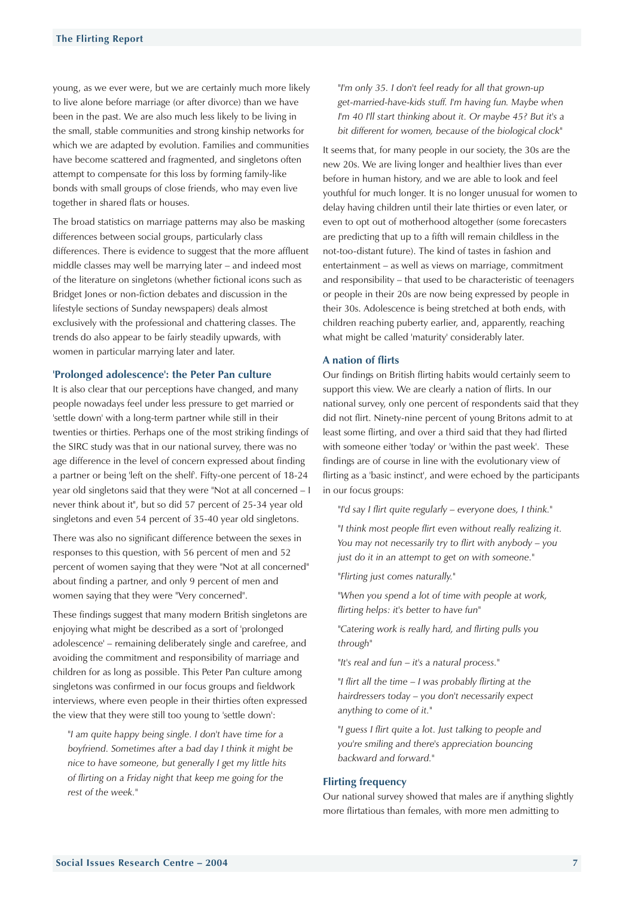young, as we ever were, but we are certainly much more likely to live alone before marriage (or after divorce) than we have been in the past. We are also much less likely to be living in the small, stable communities and strong kinship networks for which we are adapted by evolution. Families and communities have become scattered and fragmented, and singletons often attempt to compensate for this loss by forming family-like bonds with small groups of close friends, who may even live together in shared flats or houses.

The broad statistics on marriage patterns may also be masking differences between social groups, particularly class differences. There is evidence to suggest that the more affluent middle classes may well be marrying later – and indeed most of the literature on singletons (whether fictional icons such as Bridget Jones or non-fiction debates and discussion in the lifestyle sections of Sunday newspapers) deals almost exclusively with the professional and chattering classes. The trends do also appear to be fairly steadily upwards, with women in particular marrying later and later.

### 'Prolonged adolescence': the Peter Pan culture

It is also clear that our perceptions have changed, and many people nowadays feel under less pressure to get married or 'settle down' with a long-term partner while still in their twenties or thirties. Perhaps one of the most striking findings of the SIRC study was that in our national survey, there was no age difference in the level of concern expressed about finding a partner or being 'left on the shelf'. Fifty-one percent of 18-24 year old singletons said that they were "Not at all concerned – I never think about it", but so did 57 percent of 25-34 year old singletons and even 54 percent of 35-40 year old singletons.

There was also no significant difference between the sexes in responses to this question, with 56 percent of men and 52 percent of women saying that they were "Not at all concerned" about finding a partner, and only 9 percent of men and women saying that they were "Very concerned".

These findings suggest that many modern British singletons are enjoying what might be described as a sort of 'prolonged adolescence' – remaining deliberately single and carefree, and avoiding the commitment and responsibility of marriage and children for as long as possible. This Peter Pan culture among singletons was confirmed in our focus groups and fieldwork interviews, where even people in their thirties often expressed the view that they were still too young to 'settle down':

> "*I am quite happy being single. I don't have time for a boyfriend. Sometimes after a bad day I think it might be nice to have someone, but generally I get my little hits of flirting on a Friday night that keep me going for the rest of the week.*"

> "*I'm only 35. I don't feel ready for all that grown-up get-married-have-kids stuff. I'm having fun. Maybe when I'm 40 I'll start thinking about it. Or maybe 45? But it's a bit different for women, because of the biological clock*"

It seems that, for many people in our society, the 30s are the new 20s. We are living longer and healthier lives than ever before in human history, and we are able to look and feel youthful for much longer. It is no longer unusual for women to delay having children until their late thirties or even later, or even to opt out of motherhood altogether (some forecasters are predicting that up to a fifth will remain childless in the not-too-distant future). The kind of tastes in fashion and entertainment – as well as views on marriage, commitment and responsibility – that used to be characteristic of teenagers or people in their 20s are now being expressed by people in their 30s. Adolescence is being stretched at both ends, with children reaching puberty earlier, and, apparently, reaching what might be called 'maturity' considerably later.

### A nation of flirts

Our findings on British flirting habits would certainly seem to support this view. We are clearly a nation of flirts. In our national survey, only one percent of respondents said that they did not flirt. Ninety-nine percent of young Britons admit to at least some flirting, and over a third said that they had flirted with someone either 'today' or 'within the past week'. These findings are of course in line with the evolutionary view of flirting as a 'basic instinct', and were echoed by the participants in our focus groups:

> "*I'd say I flirt quite regularly – everyone does, I think.*"

> "*I think most people flirt even without really realizing it. You may not necessarily try to flirt with anybody – you just do it in an attempt to get on with someone.*"

> "*Flirting just comes naturally.*"

> "*When you spend a lot of time with people at work, flirting helps: it's better to have fun*"

> "*Catering work is really hard, and flirting pulls you through*"

> "*It's real and fun – it's a natural process.*"

> "*I flirt all the time – I was probably flirting at the hairdressers today – you don't necessarily expect anything to come of it.*"

> "*I guess I flirt quite a lot. Just talking to people and you're smiling and there's appreciation bouncing backward and forward.*"

### Flirting frequency

Our national survey showed that males are if anything slightly more flirtatious than females, with more men admitting to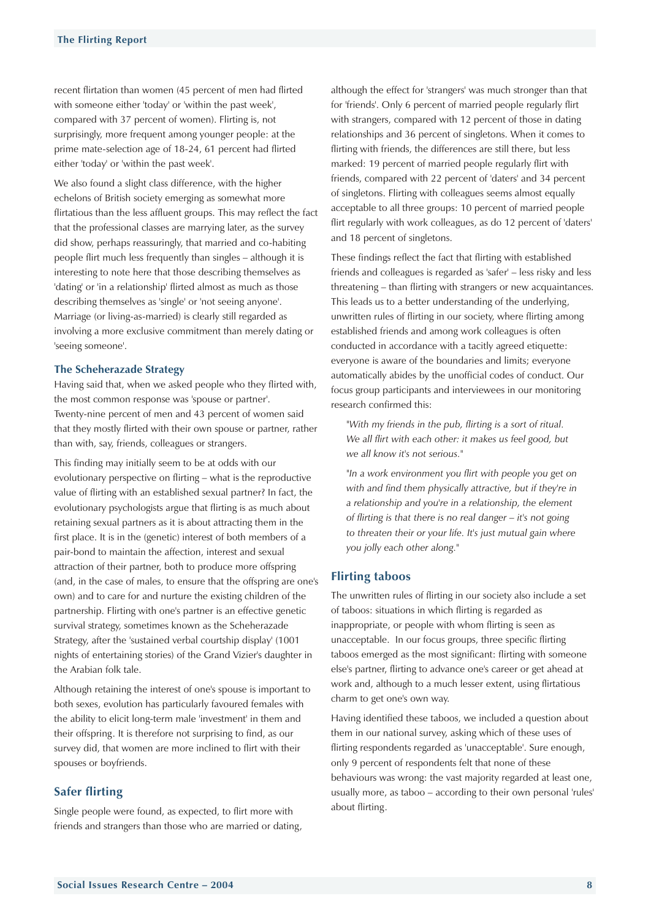recent flirtation than women (45 percent of men had flirted with someone either 'today' or 'within the past week', compared with 37 percent of women). Flirting is, not surprisingly, more frequent among younger people: at the prime mate-selection age of 18-24, 61 percent had flirted either 'today' or 'within the past week'.

We also found a slight class difference, with the higher echelons of British society emerging as somewhat more flirtatious than the less affluent groups. This may reflect the fact that the professional classes are marrying later, as the survey did show, perhaps reassuringly, that married and co-habiting people flirt much less frequently than singles – although it is interesting to note here that those describing themselves as 'dating' or 'in a relationship' flirted almost as much as those describing themselves as 'single' or 'not seeing anyone'. Marriage (or living-as-married) is clearly still regarded as involving a more exclusive commitment than merely dating or 'seeing someone'.

### The Scheherazade Strategy

Having said that, when we asked people who they flirted with, the most common response was 'spouse or partner'. Twenty-nine percent of men and 43 percent of women said that they mostly flirted with their own spouse or partner, rather than with, say, friends, colleagues or strangers.

This finding may initially seem to be at odds with our evolutionary perspective on flirting – what is the reproductive value of flirting with an established sexual partner? In fact, the evolutionary psychologists argue that flirting is as much about retaining sexual partners as it is about attracting them in the first place. It is in the (genetic) interest of both members of a pair-bond to maintain the affection, interest and sexual attraction of their partner, both to produce more offspring (and, in the case of males, to ensure that the offspring are one's own) and to care for and nurture the existing children of the partnership. Flirting with one's partner is an effective genetic survival strategy, sometimes known as the Scheherazade Strategy, after the 'sustained verbal courtship display' (1001 nights of entertaining stories) of the Grand Vizier's daughter in the Arabian folk tale.

Although retaining the interest of one's spouse is important to both sexes, evolution has particularly favoured females with the ability to elicit long-term male 'investment' in them and their offspring. It is therefore not surprising to find, as our survey did, that women are more inclined to flirt with their spouses or boyfriends.

## Safer flirting

Single people were found, as expected, to flirt more with friends and strangers than those who are married or dating, although the effect for 'strangers' was much stronger than that for 'friends'. Only 6 percent of married people regularly flirt with strangers, compared with 12 percent of those in dating relationships and 36 percent of singletons. When it comes to flirting with friends, the differences are still there, but less marked: 19 percent of married people regularly flirt with friends, compared with 22 percent of 'daters' and 34 percent of singletons. Flirting with colleagues seems almost equally acceptable to all three groups: 10 percent of married people flirt regularly with work colleagues, as do 12 percent of 'daters' and 18 percent of singletons.

These findings reflect the fact that flirting with established friends and colleagues is regarded as 'safer' – less risky and less threatening – than flirting with strangers or new acquaintances. This leads us to a better understanding of the underlying, unwritten rules of flirting in our society, where flirting among established friends and among work colleagues is often conducted in accordance with a tacitly agreed etiquette: everyone is aware of the boundaries and limits; everyone automatically abides by the unofficial codes of conduct. Our focus group participants and interviewees in our monitoring research confirmed this:

> *"With my friends in the pub, flirting is a sort of ritual. We all flirt with each other: it makes us feel good, but we all know it's not serious."*

> *"In a work environment you flirt with people you get on with and find them physically attractive, but if they're in a relationship and you're in a relationship, the element of flirting is that there is no real danger – it's not going to threaten their or your life. It's just mutual gain where you jolly each other along."*

## Flirting taboos

The unwritten rules of flirting in our society also include a set of taboos: situations in which flirting is regarded as inappropriate, or people with whom flirting is seen as unacceptable. In our focus groups, three specific flirting taboos emerged as the most significant: flirting with someone else's partner, flirting to advance one's career or get ahead at work and, although to a much lesser extent, using flirtatious charm to get one's own way.

Having identified these taboos, we included a question about them in our national survey, asking which of these uses of flirting respondents regarded as 'unacceptable'. Sure enough, only 9 percent of respondents felt that none of these behaviours was wrong: the vast majority regarded at least one, usually more, as taboo – according to their own personal 'rules' about flirting.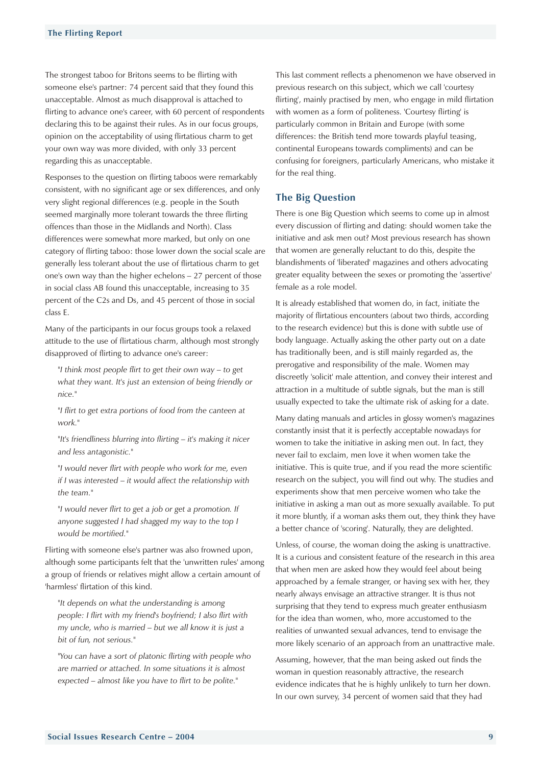The strongest taboo for Britons seems to be flirting with someone else's partner: 74 percent said that they found this unacceptable. Almost as much disapproval is attached to flirting to advance one's career, with 60 percent of respondents declaring this to be against their rules. As in our focus groups, opinion on the acceptability of using flirtatious charm to get your own way was more divided, with only 33 percent regarding this as unacceptable.

Responses to the question on flirting taboos were remarkably consistent, with no significant age or sex differences, and only very slight regional differences (e.g. people in the South seemed marginally more tolerant towards the three flirting offences than those in the Midlands and North). Class differences were somewhat more marked, but only on one category of flirting taboo: those lower down the social scale are generally less tolerant about the use of flirtatious charm to get one's own way than the higher echelons – 27 percent of those in social class AB found this unacceptable, increasing to 35 percent of the C2s and Ds, and 45 percent of those in social class E.

Many of the participants in our focus groups took a relaxed attitude to the use of flirtatious charm, although most strongly disapproved of flirting to advance one's career:

> "*I think most people flirt to get their own way – to get what they want. It's just an extension of being friendly or nice.*"
>
> "*I flirt to get extra portions of food from the canteen at work.*"
>
> "*It's friendliness blurring into flirting – it's making it nicer and less antagonistic.*"
>
> "*I would never flirt with people who work for me, even if I was interested – it would affect the relationship with the team.*"
>
> "*I would never flirt to get a job or get a promotion. If anyone suggested I had shagged my way to the top I would be mortified.*"

Flirting with someone else's partner was also frowned upon, although some participants felt that the 'unwritten rules' among a group of friends or relatives might allow a certain amount of 'harmless' flirtation of this kind.

> "*It depends on what the understanding is among people: I flirt with my friend's boyfriend; I also flirt with my uncle, who is married – but we all know it is just a bit of fun, not serious.*"
>
> "*You can have a sort of platonic flirting with people who are married or attached. In some situations it is almost expected – almost like you have to flirt to be polite.*"

This last comment reflects a phenomenon we have observed in previous research on this subject, which we call 'courtesy flirting', mainly practised by men, who engage in mild flirtation with women as a form of politeness. 'Courtesy flirting' is particularly common in Britain and Europe (with some differences: the British tend more towards playful teasing, continental Europeans towards compliments) and can be confusing for foreigners, particularly Americans, who mistake it for the real thing.

## The Big Question

There is one Big Question which seems to come up in almost every discussion of flirting and dating: should women take the initiative and ask men out? Most previous research has shown that women are generally reluctant to do this, despite the blandishments of 'liberated' magazines and others advocating greater equality between the sexes or promoting the 'assertive' female as a role model.

It is already established that women do, in fact, initiate the majority of flirtatious encounters (about two thirds, according to the research evidence) but this is done with subtle use of body language. Actually asking the other party out on a date has traditionally been, and is still mainly regarded as, the prerogative and responsibility of the male. Women may discreetly 'solicit' male attention, and convey their interest and attraction in a multitude of subtle signals, but the man is still usually expected to take the ultimate risk of asking for a date.

Many dating manuals and articles in glossy women's magazines constantly insist that it is perfectly acceptable nowadays for women to take the initiative in asking men out. In fact, they never fail to exclaim, men love it when women take the initiative. This is quite true, and if you read the more scientific research on the subject, you will find out why. The studies and experiments show that men perceive women who take the initiative in asking a man out as more sexually available. To put it more bluntly, if a woman asks them out, they think they have a better chance of 'scoring'. Naturally, they are delighted.

Unless, of course, the woman doing the asking is unattractive. It is a curious and consistent feature of the research in this area that when men are asked how they would feel about being approached by a female stranger, or having sex with her, they nearly always envisage an attractive stranger. It is thus not surprising that they tend to express much greater enthusiasm for the idea than women, who, more accustomed to the realities of unwanted sexual advances, tend to envisage the more likely scenario of an approach from an unattractive male.

Assuming, however, that the man being asked out finds the woman in question reasonably attractive, the research evidence indicates that he is highly unlikely to turn her down. In our own survey, 34 percent of women said that they had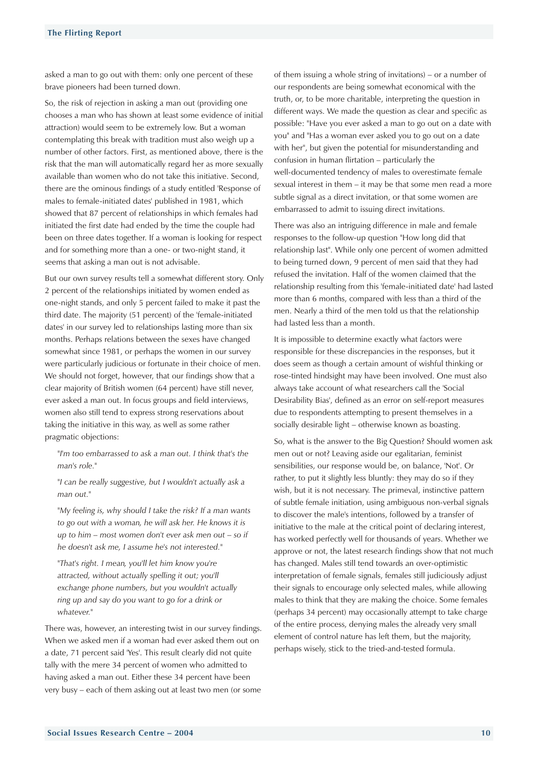asked a man to go out with them: only one percent of these brave pioneers had been turned down.

So, the risk of rejection in asking a man out (providing one chooses a man who has shown at least some evidence of initial attraction) would seem to be extremely low. But a woman contemplating this break with tradition must also weigh up a number of other factors. First, as mentioned above, there is the risk that the man will automatically regard her as more sexually available than women who do not take this initiative. Second, there are the ominous findings of a study entitled 'Response of males to female-initiated dates' published in 1981, which showed that 87 percent of relationships in which females had initiated the first date had ended by the time the couple had been on three dates together. If a woman is looking for respect and for something more than a one- or two-night stand, it seems that asking a man out is not advisable.

But our own survey results tell a somewhat different story. Only 2 percent of the relationships initiated by women ended as one-night stands, and only 5 percent failed to make it past the third date. The majority (51 percent) of the 'female-initiated dates' in our survey led to relationships lasting more than six months. Perhaps relations between the sexes have changed somewhat since 1981, or perhaps the women in our survey were particularly judicious or fortunate in their choice of men. We should not forget, however, that our findings show that a clear majority of British women (64 percent) have still never, ever asked a man out. In focus groups and field interviews, women also still tend to express strong reservations about taking the initiative in this way, as well as some rather pragmatic objections:

> "*I'm too embarrassed to ask a man out. I think that's the man's role.*"
>
> "*I can be really suggestive, but I wouldn't actually ask a man out.*"
>
> "*My feeling is, why should I take the risk? If a man wants to go out with a woman, he will ask her. He knows it is up to him – most women don't ever ask men out – so if he doesn't ask me, I assume he's not interested.*"
>
> "*That's right. I mean, you'll let him know you're attracted, without actually spelling it out; you'll exchange phone numbers, but you wouldn't actually ring up and say do you want to go for a drink or whatever.*"

There was, however, an interesting twist in our survey findings. When we asked men if a woman had ever asked them out on a date, 71 percent said 'Yes'. This result clearly did not quite tally with the mere 34 percent of women who admitted to having asked a man out. Either these 34 percent have been very busy – each of them asking out at least two men (or some of them issuing a whole string of invitations) – or a number of our respondents are being somewhat economical with the truth, or, to be more charitable, interpreting the question in different ways. We made the question as clear and specific as possible: "Have you ever asked a man to go out on a date with you" and "Has a woman ever asked you to go out on a date with her", but given the potential for misunderstanding and confusion in human flirtation – particularly the well-documented tendency of males to overestimate female sexual interest in them – it may be that some men read a more subtle signal as a direct invitation, or that some women are embarrassed to admit to issuing direct invitations.

There was also an intriguing difference in male and female responses to the follow-up question "How long did that relationship last". While only one percent of women admitted to being turned down, 9 percent of men said that they had refused the invitation. Half of the women claimed that the relationship resulting from this 'female-initiated date' had lasted more than 6 months, compared with less than a third of the men. Nearly a third of the men told us that the relationship had lasted less than a month.

It is impossible to determine exactly what factors were responsible for these discrepancies in the responses, but it does seem as though a certain amount of wishful thinking or rose-tinted hindsight may have been involved. One must also always take account of what researchers call the 'Social Desirability Bias', defined as an error on self-report measures due to respondents attempting to present themselves in a socially desirable light – otherwise known as boasting.

So, what is the answer to the Big Question? Should women ask men out or not? Leaving aside our egalitarian, feminist sensibilities, our response would be, on balance, 'Not'. Or rather, to put it slightly less bluntly: they may do so if they wish, but it is not necessary. The primeval, instinctive pattern of subtle female initiation, using ambiguous non-verbal signals to discover the male's intentions, followed by a transfer of initiative to the male at the critical point of declaring interest, has worked perfectly well for thousands of years. Whether we approve or not, the latest research findings show that not much has changed. Males still tend towards an over-optimistic interpretation of female signals, females still judiciously adjust their signals to encourage only selected males, while allowing males to think that they are making the choice. Some females (perhaps 34 percent) may occasionally attempt to take charge of the entire process, denying males the already very small element of control nature has left them, but the majority, perhaps wisely, stick to the tried-and-tested formula.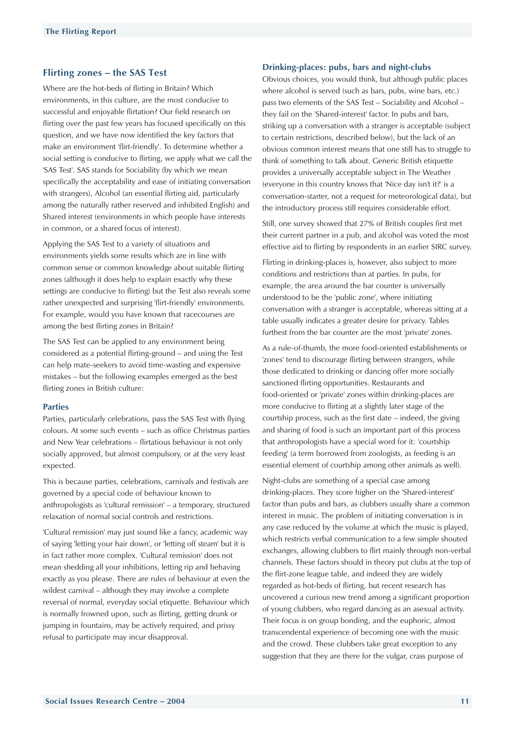## Flirting zones – the SAS Test

Where are the hot-beds of flirting in Britain? Which environments, in this culture, are the most conducive to successful and enjoyable flirtation? Our field research on flirting over the past few years has focused specifically on this question, and we have now identified the key factors that make an environment 'flirt-friendly'. To determine whether a social setting is conducive to flirting, we apply what we call the 'SAS Test'. SAS stands for Sociability (by which we mean specifically the acceptability and ease of initiating conversation with strangers), Alcohol (an essential flirting aid, particularly among the naturally rather reserved and inhibited English) and Shared interest (environments in which people have interests in common, or a shared focus of interest).

Applying the SAS Test to a variety of situations and environments yields some results which are in line with common sense or common knowledge about suitable flirting zones (although it does help to explain exactly why these settings are conducive to flirting) but the Test also reveals some rather unexpected and surprising 'flirt-friendly' environments. For example, would you have known that racecourses are among the best flirting zones in Britain?

The SAS Test can be applied to any environment being considered as a potential flirting-ground – and using the Test can help mate-seekers to avoid time-wasting and expensive mistakes – but the following examples emerged as the best flirting zones in British culture:

### Parties

Parties, particularly celebrations, pass the SAS Test with flying colours. At some such events – such as office Christmas parties and New Year celebrations – flirtatious behaviour is not only socially approved, but almost compulsory, or at the very least expected.

This is because parties, celebrations, carnivals and festivals are governed by a special code of behaviour known to anthropologists as 'cultural remission' – a temporary, structured relaxation of normal social controls and restrictions.

'Cultural remission' may just sound like a fancy, academic way of saying 'letting your hair down', or 'letting off steam' but it is in fact rather more complex. 'Cultural remission' does not mean shedding all your inhibitions, letting rip and behaving exactly as you please. There are rules of behaviour at even the wildest carnival – although they may involve a complete reversal of normal, everyday social etiquette. Behaviour which is normally frowned upon, such as flirting, getting drunk or jumping in fountains, may be actively required, and prissy refusal to participate may incur disapproval.

### Drinking-places: pubs, bars and night-clubs

Obvious choices, you would think, but although public places where alcohol is served (such as bars, pubs, wine bars, etc.) pass two elements of the SAS Test – Sociability and Alcohol – they fail on the 'Shared-interest' factor. In pubs and bars, striking up a conversation with a stranger is acceptable (subject to certain restrictions, described below), but the lack of an obvious common interest means that one still has to struggle to think of something to talk about. Generic British etiquette provides a universally acceptable subject in The Weather (everyone in this country knows that 'Nice day isn't it?' is a conversation-starter, not a request for meteorological data), but the introductory process still requires considerable effort.

Still, one survey showed that 27% of British couples first met their current partner in a pub, and alcohol was voted the most effective aid to flirting by respondents in an earlier SIRC survey.

Flirting in drinking-places is, however, also subject to more conditions and restrictions than at parties. In pubs, for example, the area around the bar counter is universally understood to be the 'public zone', where initiating conversation with a stranger is acceptable, whereas sitting at a table usually indicates a greater desire for privacy. Tables furthest from the bar counter are the most 'private' zones.

As a rule-of-thumb, the more food-oriented establishments or 'zones' tend to discourage flirting between strangers, while those dedicated to drinking or dancing offer more socially sanctioned flirting opportunities. Restaurants and food-oriented or 'private' zones within drinking-places are more conducive to flirting at a slightly later stage of the courtship process, such as the first date – indeed, the giving and sharing of food is such an important part of this process that anthropologists have a special word for it: 'courtship feeding' (a term borrowed from zoologists, as feeding is an essential element of courtship among other animals as well).

Night-clubs are something of a special case among drinking-places. They score higher on the 'Shared-interest' factor than pubs and bars, as clubbers usually share a common interest in music. The problem of initiating conversation is in any case reduced by the volume at which the music is played, which restricts verbal communication to a few simple shouted exchanges, allowing clubbers to flirt mainly through non-verbal channels. These factors should in theory put clubs at the top of the flirt-zone league table, and indeed they are widely regarded as hot-beds of flirting, but recent research has uncovered a curious new trend among a significant proportion of young clubbers, who regard dancing as an asexual activity. Their focus is on group bonding, and the euphoric, almost transcendental experience of becoming one with the music and the crowd. These clubbers take great exception to any suggestion that they are there for the vulgar, crass purpose of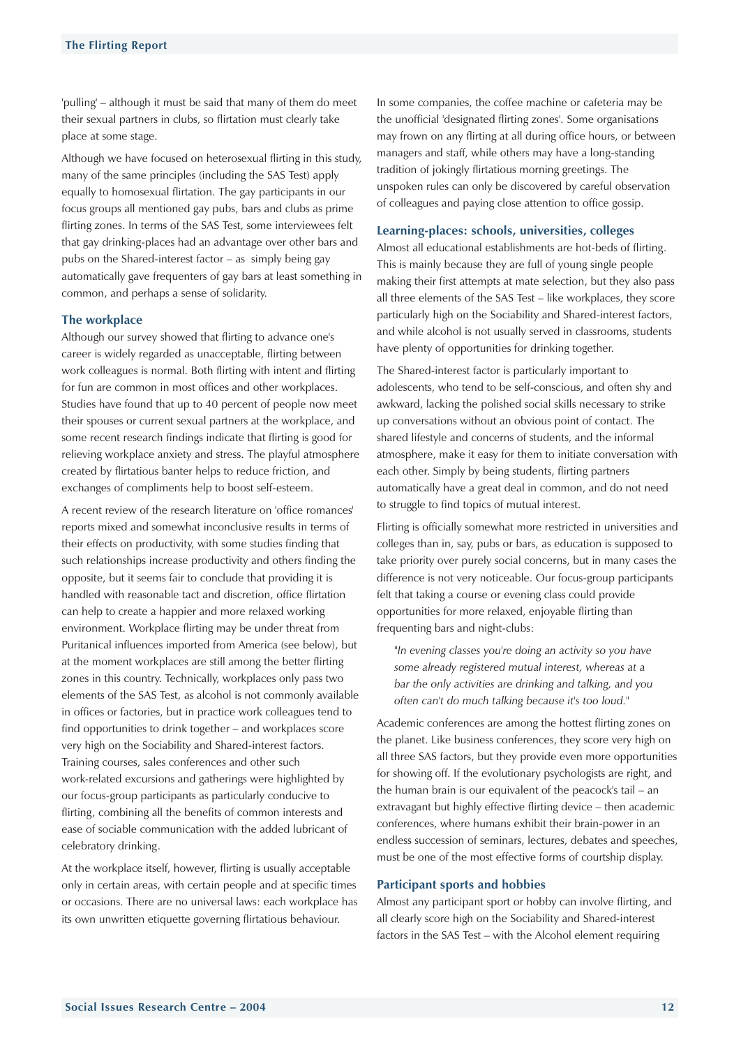'pulling' – although it must be said that many of them do meet their sexual partners in clubs, so flirtation must clearly take place at some stage.

Although we have focused on heterosexual flirting in this study, many of the same principles (including the SAS Test) apply equally to homosexual flirtation. The gay participants in our focus groups all mentioned gay pubs, bars and clubs as prime flirting zones. In terms of the SAS Test, some interviewees felt that gay drinking-places had an advantage over other bars and pubs on the Shared-interest factor – as simply being gay automatically gave frequenters of gay bars at least something in common, and perhaps a sense of solidarity.

### The workplace

Although our survey showed that flirting to advance one's career is widely regarded as unacceptable, flirting between work colleagues is normal. Both flirting with intent and flirting for fun are common in most offices and other workplaces. Studies have found that up to 40 percent of people now meet their spouses or current sexual partners at the workplace, and some recent research findings indicate that flirting is good for relieving workplace anxiety and stress. The playful atmosphere created by flirtatious banter helps to reduce friction, and exchanges of compliments help to boost self-esteem.

A recent review of the research literature on 'office romances' reports mixed and somewhat inconclusive results in terms of their effects on productivity, with some studies finding that such relationships increase productivity and others finding the opposite, but it seems fair to conclude that providing it is handled with reasonable tact and discretion, office flirtation can help to create a happier and more relaxed working environment. Workplace flirting may be under threat from Puritanical influences imported from America (see below), but at the moment workplaces are still among the better flirting zones in this country. Technically, workplaces only pass two elements of the SAS Test, as alcohol is not commonly available in offices or factories, but in practice work colleagues tend to find opportunities to drink together – and workplaces score very high on the Sociability and Shared-interest factors. Training courses, sales conferences and other such work-related excursions and gatherings were highlighted by our focus-group participants as particularly conducive to flirting, combining all the benefits of common interests and ease of sociable communication with the added lubricant of celebratory drinking.

At the workplace itself, however, flirting is usually acceptable only in certain areas, with certain people and at specific times or occasions. There are no universal laws: each workplace has its own unwritten etiquette governing flirtatious behaviour. In some companies, the coffee machine or cafeteria may be the unofficial 'designated flirting zones'. Some organisations may frown on any flirting at all during office hours, or between managers and staff, while others may have a long-standing tradition of jokingly flirtatious morning greetings. The unspoken rules can only be discovered by careful observation of colleagues and paying close attention to office gossip.

### Learning-places: schools, universities, colleges

Almost all educational establishments are hot-beds of flirting. This is mainly because they are full of young single people making their first attempts at mate selection, but they also pass all three elements of the SAS Test – like workplaces, they score particularly high on the Sociability and Shared-interest factors, and while alcohol is not usually served in classrooms, students have plenty of opportunities for drinking together.

The Shared-interest factor is particularly important to adolescents, who tend to be self-conscious, and often shy and awkward, lacking the polished social skills necessary to strike up conversations without an obvious point of contact. The shared lifestyle and concerns of students, and the informal atmosphere, make it easy for them to initiate conversation with each other. Simply by being students, flirting partners automatically have a great deal in common, and do not need to struggle to find topics of mutual interest.

Flirting is officially somewhat more restricted in universities and colleges than in, say, pubs or bars, as education is supposed to take priority over purely social concerns, but in many cases the difference is not very noticeable. Our focus-group participants felt that taking a course or evening class could provide opportunities for more relaxed, enjoyable flirting than frequenting bars and night-clubs:

> *"In evening classes you're doing an activity so you have some already registered mutual interest, whereas at a bar the only activities are drinking and talking, and you often can't do much talking because it's too loud."*

Academic conferences are among the hottest flirting zones on the planet. Like business conferences, they score very high on all three SAS factors, but they provide even more opportunities for showing off. If the evolutionary psychologists are right, and the human brain is our equivalent of the peacock's tail – an extravagant but highly effective flirting device – then academic conferences, where humans exhibit their brain-power in an endless succession of seminars, lectures, debates and speeches, must be one of the most effective forms of courtship display.

### Participant sports and hobbies

Almost any participant sport or hobby can involve flirting, and all clearly score high on the Sociability and Shared-interest factors in the SAS Test – with the Alcohol element requiring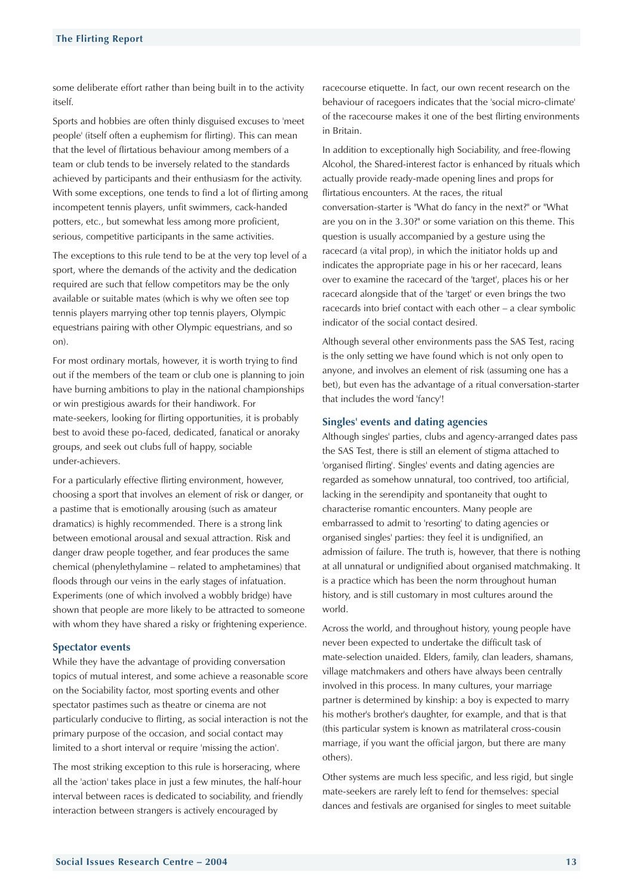some deliberate effort rather than being built in to the activity itself.

Sports and hobbies are often thinly disguised excuses to 'meet people' (itself often a euphemism for flirting). This can mean that the level of flirtatious behaviour among members of a team or club tends to be inversely related to the standards achieved by participants and their enthusiasm for the activity. With some exceptions, one tends to find a lot of flirting among incompetent tennis players, unfit swimmers, cack-handed potters, etc., but somewhat less among more proficient, serious, competitive participants in the same activities.

The exceptions to this rule tend to be at the very top level of a sport, where the demands of the activity and the dedication required are such that fellow competitors may be the only available or suitable mates (which is why we often see top tennis players marrying other top tennis players, Olympic equestrians pairing with other Olympic equestrians, and so on).

For most ordinary mortals, however, it is worth trying to find out if the members of the team or club one is planning to join have burning ambitions to play in the national championships or win prestigious awards for their handiwork. For mate-seekers, looking for flirting opportunities, it is probably best to avoid these po-faced, dedicated, fanatical or anoraky groups, and seek out clubs full of happy, sociable under-achievers.

For a particularly effective flirting environment, however, choosing a sport that involves an element of risk or danger, or a pastime that is emotionally arousing (such as amateur dramatics) is highly recommended. There is a strong link between emotional arousal and sexual attraction. Risk and danger draw people together, and fear produces the same chemical (phenylethylamine – related to amphetamines) that floods through our veins in the early stages of infatuation. Experiments (one of which involved a wobbly bridge) have shown that people are more likely to be attracted to someone with whom they have shared a risky or frightening experience.

### Spectator events

While they have the advantage of providing conversation topics of mutual interest, and some achieve a reasonable score on the Sociability factor, most sporting events and other spectator pastimes such as theatre or cinema are not particularly conducive to flirting, as social interaction is not the primary purpose of the occasion, and social contact may limited to a short interval or require 'missing the action'.

The most striking exception to this rule is horseracing, where all the 'action' takes place in just a few minutes, the half-hour interval between races is dedicated to sociability, and friendly interaction between strangers is actively encouraged by racecourse etiquette. In fact, our own recent research on the behaviour of racegoers indicates that the 'social micro-climate' of the racecourse makes it one of the best flirting environments in Britain.

In addition to exceptionally high Sociability, and free-flowing Alcohol, the Shared-interest factor is enhanced by rituals which actually provide ready-made opening lines and props for flirtatious encounters. At the races, the ritual conversation-starter is "What do fancy in the next?" or "What are you on in the 3.30?" or some variation on this theme. This question is usually accompanied by a gesture using the racecard (a vital prop), in which the initiator holds up and indicates the appropriate page in his or her racecard, leans over to examine the racecard of the 'target', places his or her racecard alongside that of the 'target' or even brings the two racecards into brief contact with each other – a clear symbolic indicator of the social contact desired.

Although several other environments pass the SAS Test, racing is the only setting we have found which is not only open to anyone, and involves an element of risk (assuming one has a bet), but even has the advantage of a ritual conversation-starter that includes the word 'fancy'!

### Singles' events and dating agencies

Although singles' parties, clubs and agency-arranged dates pass the SAS Test, there is still an element of stigma attached to 'organised flirting'. Singles' events and dating agencies are regarded as somehow unnatural, too contrived, too artificial, lacking in the serendipity and spontaneity that ought to characterise romantic encounters. Many people are embarrassed to admit to 'resorting' to dating agencies or organised singles' parties: they feel it is undignified, an admission of failure. The truth is, however, that there is nothing at all unnatural or undignified about organised matchmaking. It is a practice which has been the norm throughout human history, and is still customary in most cultures around the world.

Across the world, and throughout history, young people have never been expected to undertake the difficult task of mate-selection unaided. Elders, family, clan leaders, shamans, village matchmakers and others have always been centrally involved in this process. In many cultures, your marriage partner is determined by kinship: a boy is expected to marry his mother's brother's daughter, for example, and that is that (this particular system is known as matrilateral cross-cousin marriage, if you want the official jargon, but there are many others).

Other systems are much less specific, and less rigid, but single mate-seekers are rarely left to fend for themselves: special dances and festivals are organised for singles to meet suitable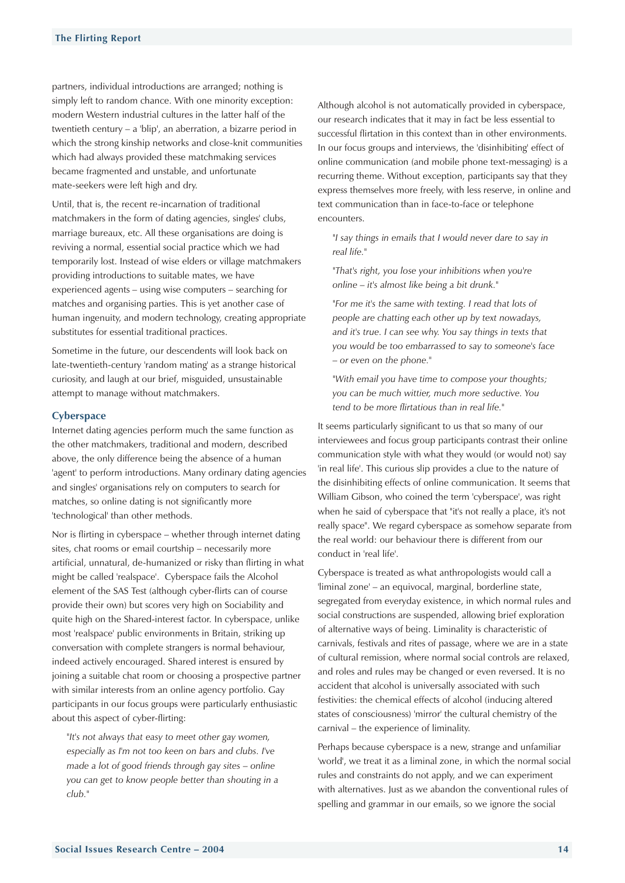partners, individual introductions are arranged; nothing is simply left to random chance. With one minority exception: modern Western industrial cultures in the latter half of the twentieth century – a 'blip', an aberration, a bizarre period in which the strong kinship networks and close-knit communities which had always provided these matchmaking services became fragmented and unstable, and unfortunate mate-seekers were left high and dry.

Until, that is, the recent re-incarnation of traditional matchmakers in the form of dating agencies, singles' clubs, marriage bureaux, etc. All these organisations are doing is reviving a normal, essential social practice which we had temporarily lost. Instead of wise elders or village matchmakers providing introductions to suitable mates, we have experienced agents – using wise computers – searching for matches and organising parties. This is yet another case of human ingenuity, and modern technology, creating appropriate substitutes for essential traditional practices.

Sometime in the future, our descendents will look back on late-twentieth-century 'random mating' as a strange historical curiosity, and laugh at our brief, misguided, unsustainable attempt to manage without matchmakers.

## Cyberspace

Internet dating agencies perform much the same function as the other matchmakers, traditional and modern, described above, the only difference being the absence of a human 'agent' to perform introductions. Many ordinary dating agencies and singles' organisations rely on computers to search for matches, so online dating is not significantly more 'technological' than other methods.

Nor is flirting in cyberspace – whether through internet dating sites, chat rooms or email courtship – necessarily more artificial, unnatural, de-humanized or risky than flirting in what might be called 'realspace'. Cyberspace fails the Alcohol element of the SAS Test (although cyber-flirts can of course provide their own) but scores very high on Sociability and quite high on the Shared-interest factor. In cyberspace, unlike most 'realspace' public environments in Britain, striking up conversation with complete strangers is normal behaviour, indeed actively encouraged. Shared interest is ensured by joining a suitable chat room or choosing a prospective partner with similar interests from an online agency portfolio. Gay participants in our focus groups were particularly enthusiastic about this aspect of cyber-flirting:

> *"It's not always that easy to meet other gay women, especially as I'm not too keen on bars and clubs. I've made a lot of good friends through gay sites – online you can get to know people better than shouting in a club."*

Although alcohol is not automatically provided in cyberspace, our research indicates that it may in fact be less essential to successful flirtation in this context than in other environments. In our focus groups and interviews, the 'disinhibiting' effect of online communication (and mobile phone text-messaging) is a recurring theme. Without exception, participants say that they express themselves more freely, with less reserve, in online and text communication than in face-to-face or telephone encounters.

> *"I say things in emails that I would never dare to say in real life."*
>
> *"That's right, you lose your inhibitions when you're online – it's almost like being a bit drunk."*
>
> *"For me it's the same with texting. I read that lots of people are chatting each other up by text nowadays, and it's true. I can see why. You say things in texts that you would be too embarrassed to say to someone's face – or even on the phone."*
>
> *"With email you have time to compose your thoughts; you can be much wittier, much more seductive. You tend to be more flirtatious than in real life."*

It seems particularly significant to us that so many of our interviewees and focus group participants contrast their online communication style with what they would (or would not) say 'in real life'. This curious slip provides a clue to the nature of the disinhibiting effects of online communication. It seems that William Gibson, who coined the term 'cyberspace', was right when he said of cyberspace that "it's not really a place, it's not really space". We regard cyberspace as somehow separate from the real world: our behaviour there is different from our conduct in 'real life'.

Cyberspace is treated as what anthropologists would call a 'liminal zone' – an equivocal, marginal, borderline state, segregated from everyday existence, in which normal rules and social constructions are suspended, allowing brief exploration of alternative ways of being. Liminality is characteristic of carnivals, festivals and rites of passage, where we are in a state of cultural remission, where normal social controls are relaxed, and roles and rules may be changed or even reversed. It is no accident that alcohol is universally associated with such festivities: the chemical effects of alcohol (inducing altered states of consciousness) 'mirror' the cultural chemistry of the carnival – the experience of liminality.

Perhaps because cyberspace is a new, strange and unfamiliar 'world', we treat it as a liminal zone, in which the normal social rules and constraints do not apply, and we can experiment with alternatives. Just as we abandon the conventional rules of spelling and grammar in our emails, so we ignore the social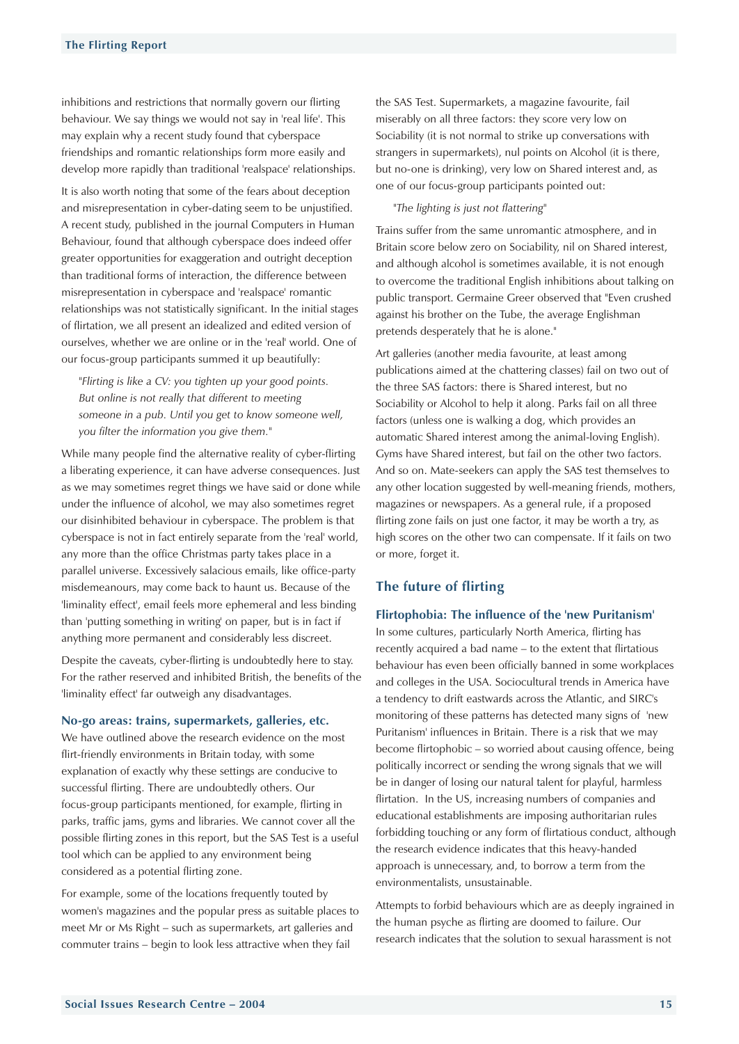inhibitions and restrictions that normally govern our flirting behaviour. We say things we would not say in 'real life'. This may explain why a recent study found that cyberspace friendships and romantic relationships form more easily and develop more rapidly than traditional 'realspace' relationships.

It is also worth noting that some of the fears about deception and misrepresentation in cyber-dating seem to be unjustified. A recent study, published in the journal Computers in Human Behaviour, found that although cyberspace does indeed offer greater opportunities for exaggeration and outright deception than traditional forms of interaction, the difference between misrepresentation in cyberspace and 'realspace' romantic relationships was not statistically significant. In the initial stages of flirtation, we all present an idealized and edited version of ourselves, whether we are online or in the 'real' world. One of our focus-group participants summed it up beautifully:

> "*Flirting is like a CV: you tighten up your good points. But online is not really that different to meeting someone in a pub. Until you get to know someone well, you filter the information you give them.*"

While many people find the alternative reality of cyber-flirting a liberating experience, it can have adverse consequences. Just as we may sometimes regret things we have said or done while under the influence of alcohol, we may also sometimes regret our disinhibited behaviour in cyberspace. The problem is that cyberspace is not in fact entirely separate from the 'real' world, any more than the office Christmas party takes place in a parallel universe. Excessively salacious emails, like office-party misdemeanours, may come back to haunt us. Because of the 'liminality effect', email feels more ephemeral and less binding than 'putting something in writing' on paper, but is in fact if anything more permanent and considerably less discreet.

Despite the caveats, cyber-flirting is undoubtedly here to stay. For the rather reserved and inhibited British, the benefits of the 'liminality effect' far outweigh any disadvantages.

### No-go areas: trains, supermarkets, galleries, etc.

We have outlined above the research evidence on the most flirt-friendly environments in Britain today, with some explanation of exactly why these settings are conducive to successful flirting. There are undoubtedly others. Our focus-group participants mentioned, for example, flirting in parks, traffic jams, gyms and libraries. We cannot cover all the possible flirting zones in this report, but the SAS Test is a useful tool which can be applied to any environment being considered as a potential flirting zone.

For example, some of the locations frequently touted by women's magazines and the popular press as suitable places to meet Mr or Ms Right – such as supermarkets, art galleries and commuter trains – begin to look less attractive when they fail the SAS Test. Supermarkets, a magazine favourite, fail miserably on all three factors: they score very low on Sociability (it is not normal to strike up conversations with strangers in supermarkets), nul points on Alcohol (it is there, but no-one is drinking), very low on Shared interest and, as one of our focus-group participants pointed out:

> "*The lighting is just not flattering*"

Trains suffer from the same unromantic atmosphere, and in Britain score below zero on Sociability, nil on Shared interest, and although alcohol is sometimes available, it is not enough to overcome the traditional English inhibitions about talking on public transport. Germaine Greer observed that "Even crushed against his brother on the Tube, the average Englishman pretends desperately that he is alone."

Art galleries (another media favourite, at least among publications aimed at the chattering classes) fail on two out of the three SAS factors: there is Shared interest, but no Sociability or Alcohol to help it along. Parks fail on all three factors (unless one is walking a dog, which provides an automatic Shared interest among the animal-loving English). Gyms have Shared interest, but fail on the other two factors. And so on. Mate-seekers can apply the SAS test themselves to any other location suggested by well-meaning friends, mothers, magazines or newspapers. As a general rule, if a proposed flirting zone fails on just one factor, it may be worth a try, as high scores on the other two can compensate. If it fails on two or more, forget it.

## The future of flirting

### Flirtophobia: The influence of the 'new Puritanism'

In some cultures, particularly North America, flirting has recently acquired a bad name – to the extent that flirtatious behaviour has even been officially banned in some workplaces and colleges in the USA. Sociocultural trends in America have a tendency to drift eastwards across the Atlantic, and SIRC's monitoring of these patterns has detected many signs of 'new Puritanism' influences in Britain. There is a risk that we may become flirtophobic – so worried about causing offence, being politically incorrect or sending the wrong signals that we will be in danger of losing our natural talent for playful, harmless flirtation. In the US, increasing numbers of companies and educational establishments are imposing authoritarian rules forbidding touching or any form of flirtatious conduct, although the research evidence indicates that this heavy-handed approach is unnecessary, and, to borrow a term from the environmentalists, unsustainable.

Attempts to forbid behaviours which are as deeply ingrained in the human psyche as flirting are doomed to failure. Our research indicates that the solution to sexual harassment is not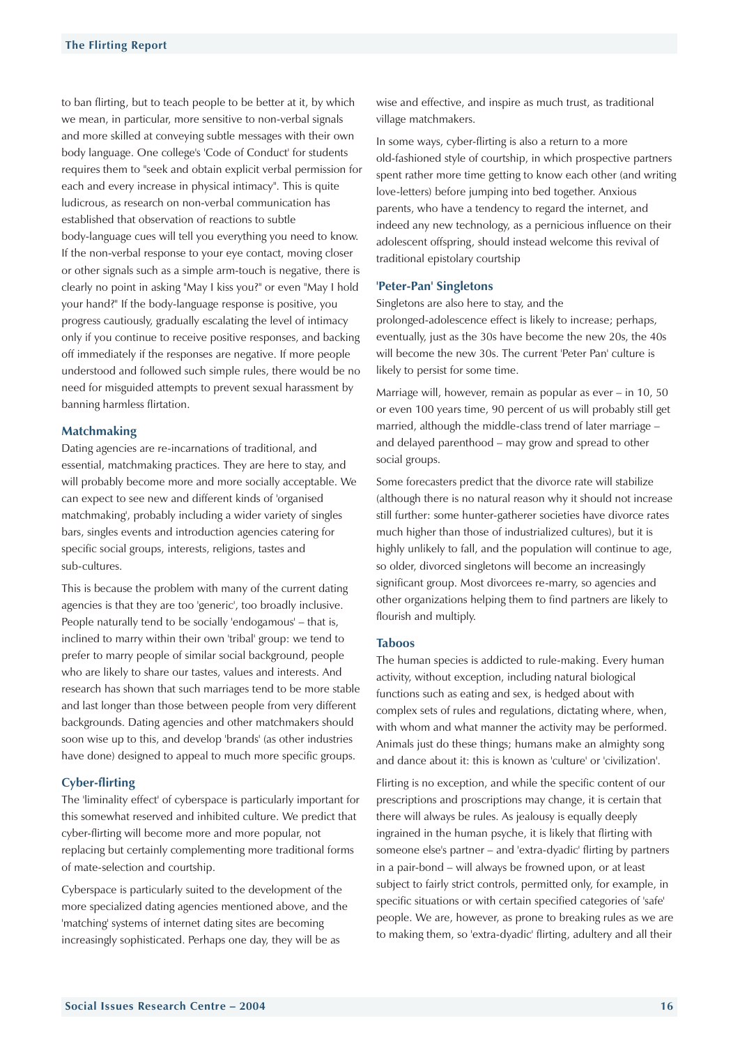to ban flirting, but to teach people to be better at it, by which we mean, in particular, more sensitive to non-verbal signals and more skilled at conveying subtle messages with their own body language. One college's 'Code of Conduct' for students requires them to "seek and obtain explicit verbal permission for each and every increase in physical intimacy". This is quite ludicrous, as research on non-verbal communication has established that observation of reactions to subtle body-language cues will tell you everything you need to know. If the non-verbal response to your eye contact, moving closer or other signals such as a simple arm-touch is negative, there is clearly no point in asking "May I kiss you?" or even "May I hold your hand?" If the body-language response is positive, you progress cautiously, gradually escalating the level of intimacy only if you continue to receive positive responses, and backing off immediately if the responses are negative. If more people understood and followed such simple rules, there would be no need for misguided attempts to prevent sexual harassment by banning harmless flirtation.

### Matchmaking

Dating agencies are re-incarnations of traditional, and essential, matchmaking practices. They are here to stay, and will probably become more and more socially acceptable. We can expect to see new and different kinds of 'organised matchmaking', probably including a wider variety of singles bars, singles events and introduction agencies catering for specific social groups, interests, religions, tastes and sub-cultures.

This is because the problem with many of the current dating agencies is that they are too 'generic', too broadly inclusive. People naturally tend to be socially 'endogamous' – that is, inclined to marry within their own 'tribal' group: we tend to prefer to marry people of similar social background, people who are likely to share our tastes, values and interests. And research has shown that such marriages tend to be more stable and last longer than those between people from very different backgrounds. Dating agencies and other matchmakers should soon wise up to this, and develop 'brands' (as other industries have done) designed to appeal to much more specific groups.

### Cyber-flirting

The 'liminality effect' of cyberspace is particularly important for this somewhat reserved and inhibited culture. We predict that cyber-flirting will become more and more popular, not replacing but certainly complementing more traditional forms of mate-selection and courtship.

Cyberspace is particularly suited to the development of the more specialized dating agencies mentioned above, and the 'matching' systems of internet dating sites are becoming increasingly sophisticated. Perhaps one day, they will be as wise and effective, and inspire as much trust, as traditional village matchmakers.

In some ways, cyber-flirting is also a return to a more old-fashioned style of courtship, in which prospective partners spent rather more time getting to know each other (and writing love-letters) before jumping into bed together. Anxious parents, who have a tendency to regard the internet, and indeed any new technology, as a pernicious influence on their adolescent offspring, should instead welcome this revival of traditional epistolary courtship

### 'Peter-Pan' Singletons

Singletons are also here to stay, and the prolonged-adolescence effect is likely to increase; perhaps, eventually, just as the 30s have become the new 20s, the 40s will become the new 30s. The current 'Peter Pan' culture is likely to persist for some time.

Marriage will, however, remain as popular as ever – in 10, 50 or even 100 years time, 90 percent of us will probably still get married, although the middle-class trend of later marriage – and delayed parenthood – may grow and spread to other social groups.

Some forecasters predict that the divorce rate will stabilize (although there is no natural reason why it should not increase still further: some hunter-gatherer societies have divorce rates much higher than those of industrialized cultures), but it is highly unlikely to fall, and the population will continue to age, so older, divorced singletons will become an increasingly significant group. Most divorcees re-marry, so agencies and other organizations helping them to find partners are likely to flourish and multiply.

### Taboos

The human species is addicted to rule-making. Every human activity, without exception, including natural biological functions such as eating and sex, is hedged about with complex sets of rules and regulations, dictating where, when, with whom and what manner the activity may be performed. Animals just do these things; humans make an almighty song and dance about it: this is known as 'culture' or 'civilization'.

Flirting is no exception, and while the specific content of our prescriptions and proscriptions may change, it is certain that there will always be rules. As jealousy is equally deeply ingrained in the human psyche, it is likely that flirting with someone else's partner – and 'extra-dyadic' flirting by partners in a pair-bond – will always be frowned upon, or at least subject to fairly strict controls, permitted only, for example, in specific situations or with certain specified categories of 'safe' people. We are, however, as prone to breaking rules as we are to making them, so 'extra-dyadic' flirting, adultery and all their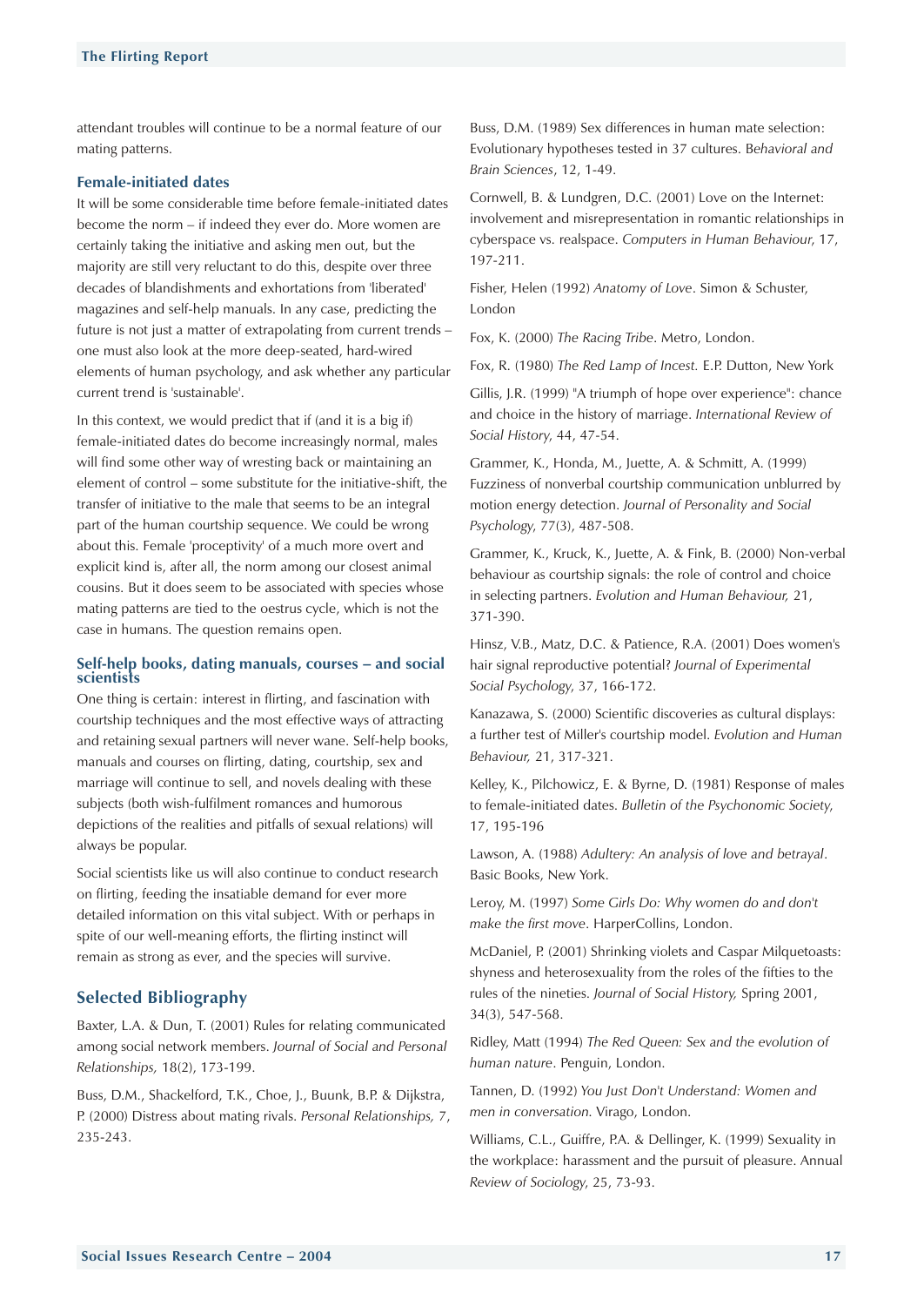attendant troubles will continue to be a normal feature of our mating patterns.

### Female-initiated dates

It will be some considerable time before female-initiated dates become the norm – if indeed they ever do. More women are certainly taking the initiative and asking men out, but the majority are still very reluctant to do this, despite over three decades of blandishments and exhortations from 'liberated' magazines and self-help manuals. In any case, predicting the future is not just a matter of extrapolating from current trends – one must also look at the more deep-seated, hard-wired elements of human psychology, and ask whether any particular current trend is 'sustainable'.

In this context, we would predict that if (and it is a big if) female-initiated dates do become increasingly normal, males will find some other way of wresting back or maintaining an element of control – some substitute for the initiative-shift, the transfer of initiative to the male that seems to be an integral part of the human courtship sequence. We could be wrong about this. Female 'proceptivity' of a much more overt and explicit kind is, after all, the norm among our closest animal cousins. But it does seem to be associated with species whose mating patterns are tied to the oestrus cycle, which is not the case in humans. The question remains open.

### Self-help books, dating manuals, courses – and social scientists

One thing is certain: interest in flirting, and fascination with courtship techniques and the most effective ways of attracting and retaining sexual partners will never wane. Self-help books, manuals and courses on flirting, dating, courtship, sex and marriage will continue to sell, and novels dealing with these subjects (both wish-fulfilment romances and humorous depictions of the realities and pitfalls of sexual relations) will always be popular.

Social scientists like us will also continue to conduct research on flirting, feeding the insatiable demand for ever more detailed information on this vital subject. With or perhaps in spite of our well-meaning efforts, the flirting instinct will remain as strong as ever, and the species will survive.

## Selected Bibliography

Baxter, L.A. & Dun, T. (2001) Rules for relating communicated among social network members. *Journal of Social and Personal Relationships,* 18(2), 173-199.

Buss, D.M., Shackelford, T.K., Choe, J., Buunk, B.P. & Dijkstra, P. (2000) Distress about mating rivals. *Personal Relationships,* 7, 235-243.

Buss, D.M. (1989) Sex differences in human mate selection: Evolutionary hypotheses tested in 37 cultures. B*ehavioral and Brain Sciences*, 12, 1-49.

Cornwell, B. & Lundgren, D.C. (2001) Love on the Internet: involvement and misrepresentation in romantic relationships in cyberspace vs. realspace. *Computers in Human Behaviour*, 17, 197-211.

Fisher, Helen (1992) *Anatomy of Love*. Simon & Schuster, London

Fox, K. (2000) *The Racing Tribe*. Metro, London.

Fox, R. (1980) *The Red Lamp of Incest.* E.P. Dutton, New York

Gillis, J.R. (1999) "A triumph of hope over experience": chance and choice in the history of marriage. *International Review of Social History*, 44, 47-54.

Grammer, K., Honda, M., Juette, A. & Schmitt, A. (1999) Fuzziness of nonverbal courtship communication unblurred by motion energy detection. *Journal of Personality and Social Psychology*, 77(3), 487-508.

Grammer, K., Kruck, K., Juette, A. & Fink, B. (2000) Non-verbal behaviour as courtship signals: the role of control and choice in selecting partners. *Evolution and Human Behaviour,* 21, 371-390.

Hinsz, V.B., Matz, D.C. & Patience, R.A. (2001) Does women's hair signal reproductive potential? *Journal of Experimental Social Psychology*, 37, 166-172.

Kanazawa, S. (2000) Scientific discoveries as cultural displays: a further test of Miller's courtship model. *Evolution and Human Behaviour,* 21, 317-321.

Kelley, K., Pilchowicz, E. & Byrne, D. (1981) Response of males to female-initiated dates. *Bulletin of the Psychonomic Society*, 17, 195-196

Lawson, A. (1988) *Adultery: An analysis of love and betrayal*. Basic Books, New York.

Leroy, M. (1997) *Some Girls Do: Why women do and don't make the first move*. HarperCollins, London.

McDaniel, P. (2001) Shrinking violets and Caspar Milquetoasts: shyness and heterosexuality from the roles of the fifties to the rules of the nineties. *Journal of Social History,* Spring 2001, 34(3), 547-568.

Ridley, Matt (1994) *The Red Queen: Sex and the evolution of human nature*. Penguin, London.

Tannen, D. (1992) *You Just Don't Understand: Women and men in conversation*. Virago, London.

Williams, C.L., Guiffre, P.A. & Dellinger, K. (1999) Sexuality in the workplace: harassment and the pursuit of pleasure. Annual *Review of Sociology*, 25, 73-93.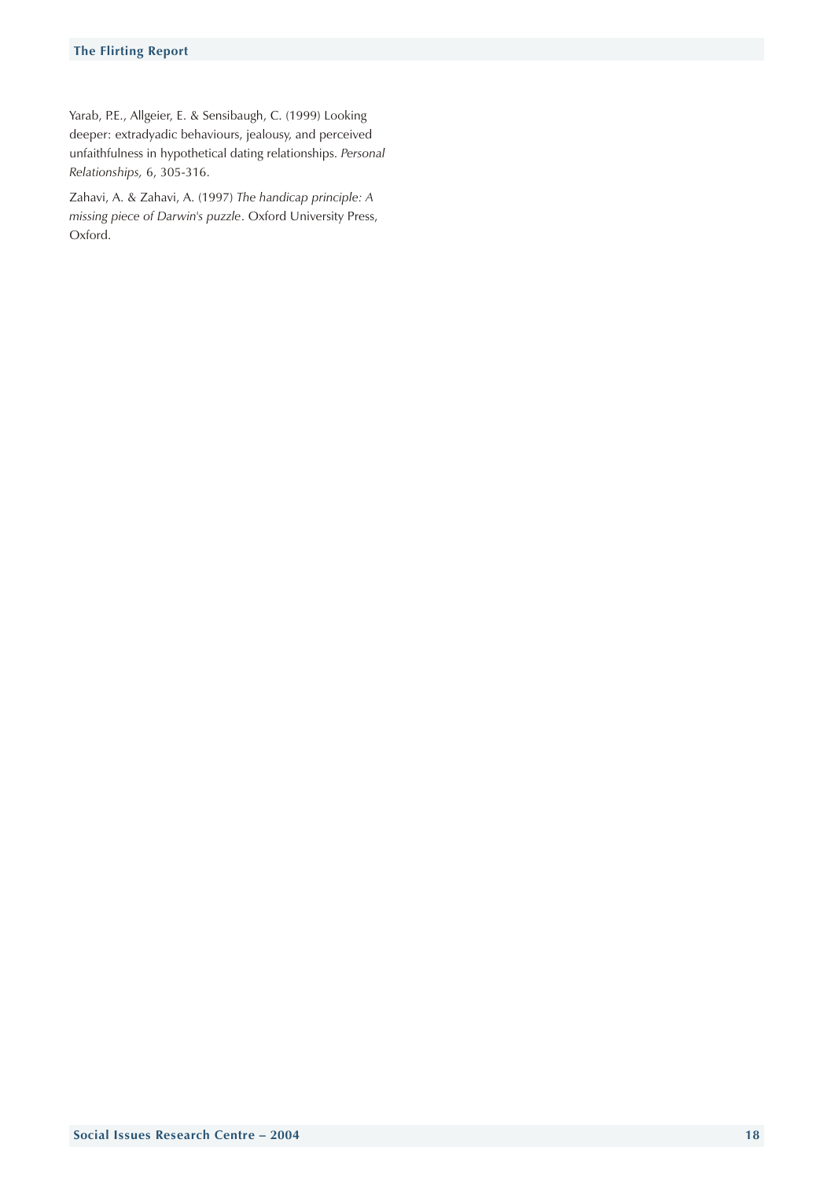Yarab, P.E., Allgeier, E. & Sensibaugh, C. (1999) Looking deeper: extradyadic behaviours, jealousy, and perceived unfaithfulness in hypothetical dating relationships. *Personal Relationships,* 6, 305-316.

Zahavi, A. & Zahavi, A. (1997) *The handicap principle: A missing piece of Darwin's puzzle*. Oxford University Press, Oxford.